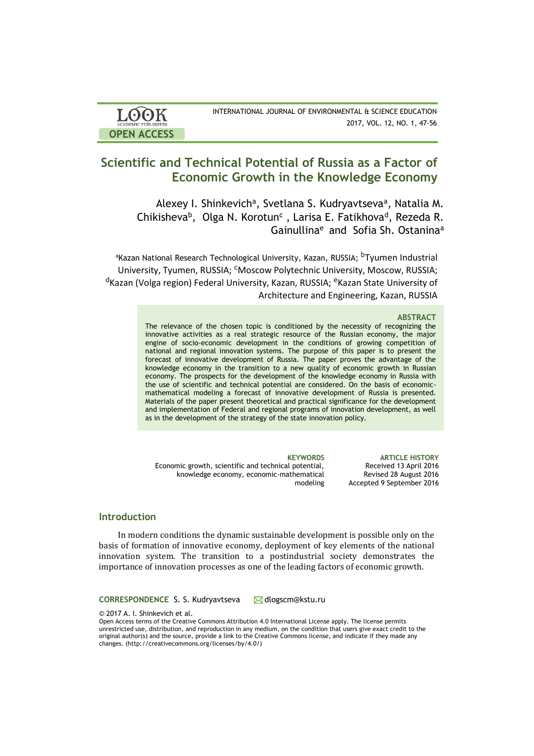# Scientific and Technical Potential of Russia as a Factor of Economic Growth in the Knowledge Economy

Alexey I. Shinkevich[a], Svetlana S. Kudryavtseva[a], Natalia M. Chikisheva[b], Olga N. Korotun[c] , Larisa E. Fatikhova[d], Rezeda R. Gainullina[e] and Sofia Sh. Ostanina[a]

[a]Kazan National Research Technological University, Kazan, RUSSIA; [b]Tyumen Industrial University, Tyumen, RUSSIA; [c]Moscow Polytechnic University, Moscow, RUSSIA; [d]Kazan (Volga region) Federal University, Kazan, RUSSIA; [e]Kazan State University of Architecture and Engineering, Kazan, RUSSIA

### ABSTRACT

The relevance of the chosen topic is conditioned by the necessity of recognizing the innovative activities as a real strategic resource of the Russian economy, the major engine of socio-economic development in the conditions of growing competition of national and regional innovation systems. The purpose of this paper is to present the forecast of innovative development of Russia. The paper proves the advantage of the knowledge economy in the transition to a new quality of economic growth in Russian economy. The prospects for the development of the knowledge economy in Russia with the use of scientific and technical potential are considered. On the basis of economic-mathematical modeling a forecast of innovative development of Russia is presented. Materials of the paper present theoretical and practical significance for the development and implementation of Federal and regional programs of innovation development, as well as in the development of the strategy of the state innovation policy.

**KEYWORDS**
Economic growth, scientific and technical potential, knowledge economy, economic-mathematical modeling

**ARTICLE HISTORY**
Received 13 April 2016
Revised 28 August 2016
Accepted 9 September 2016

## Introduction

In modern conditions the dynamic sustainable development is possible only on the basis of formation of innovative economy, deployment of key elements of the national innovation system. The transition to a postindustrial society demonstrates the importance of innovation processes as one of the leading factors of economic growth.

**CORRESPONDENCE** S. S. Kudryavtseva dlogscm@kstu.ru

© 2017 A. I. Shinkevich et al.
Open Access terms of the Creative Commons Attribution 4.0 International License apply. The license permits unrestricted use, distribution, and reproduction in any medium, on the condition that users give exact credit to the original author(s) and the source, provide a link to the Creative Commons license, and indicate if they made any changes. (http://creativecommons.org/licenses/by/4.0/)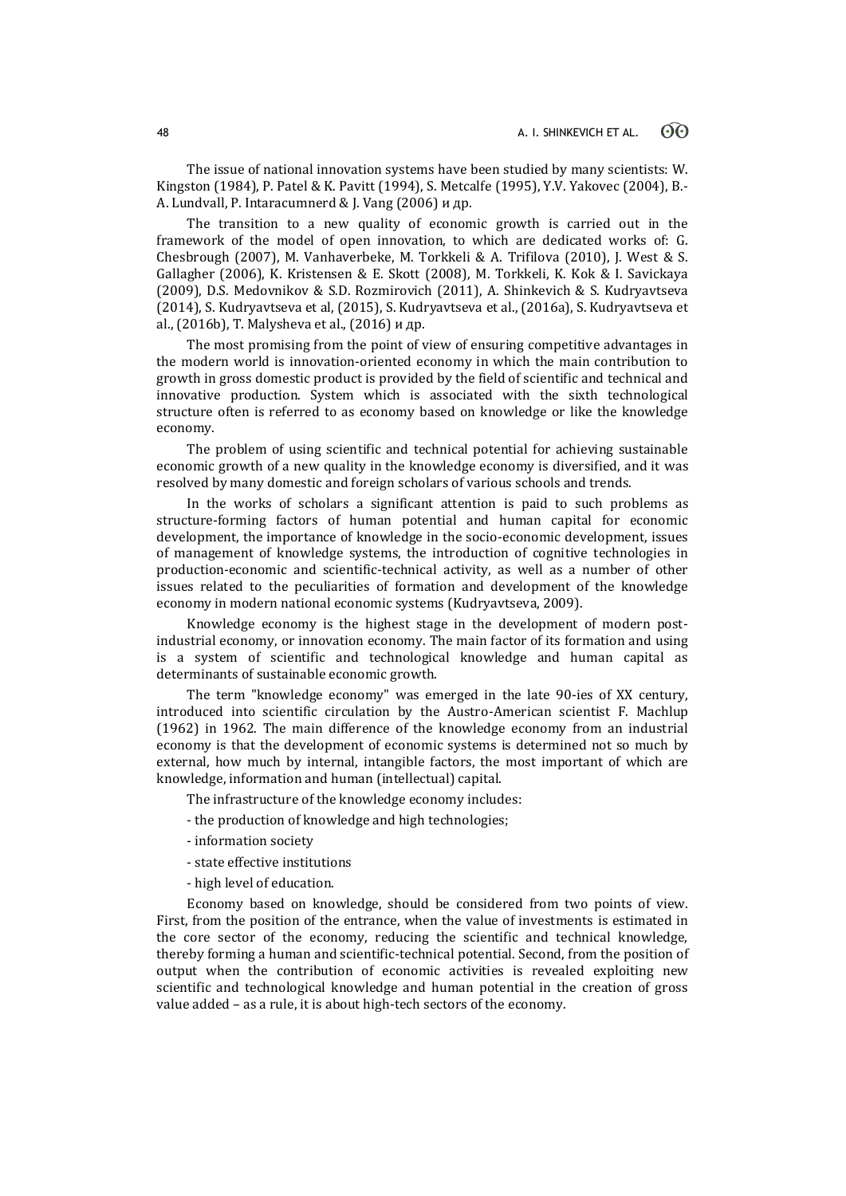The issue of national innovation systems have been studied by many scientists: W. Kingston (1984), P. Patel & K. Pavitt (1994), S. Metcalfe (1995), Y.V. Yakovec (2004), B.-A. Lundvall, P. Intaracumnerd & J. Vang (2006) и др.

The transition to a new quality of economic growth is carried out in the framework of the model of open innovation, to which are dedicated works of: G. Chesbrough (2007), M. Vanhaverbeke, M. Torkkeli & A. Trifilova (2010), J. West & S. Gallagher (2006), K. Kristensen & E. Skott (2008), M. Torkkeli, K. Kok & I. Savickaya (2009), D.S. Medovnikov & S.D. Rozmirovich (2011), A. Shinkevich & S. Kudryavtseva (2014), S. Kudryavtseva et al, (2015), S. Kudryavtseva et al., (2016a), S. Kudryavtseva et al., (2016b), T. Malysheva et al., (2016) и др.

The most promising from the point of view of ensuring competitive advantages in the modern world is innovation-oriented economy in which the main contribution to growth in gross domestic product is provided by the field of scientific and technical and innovative production. System which is associated with the sixth technological structure often is referred to as economy based on knowledge or like the knowledge economy.

The problem of using scientific and technical potential for achieving sustainable economic growth of a new quality in the knowledge economy is diversified, and it was resolved by many domestic and foreign scholars of various schools and trends.

In the works of scholars a significant attention is paid to such problems as structure-forming factors of human potential and human capital for economic development, the importance of knowledge in the socio-economic development, issues of management of knowledge systems, the introduction of cognitive technologies in production-economic and scientific-technical activity, as well as a number of other issues related to the peculiarities of formation and development of the knowledge economy in modern national economic systems (Kudryavtseva, 2009).

Knowledge economy is the highest stage in the development of modern post-industrial economy, or innovation economy. The main factor of its formation and using is a system of scientific and technological knowledge and human capital as determinants of sustainable economic growth.

The term "knowledge economy" was emerged in the late 90-ies of XX century, introduced into scientific circulation by the Austro-American scientist F. Machlup (1962) in 1962. The main difference of the knowledge economy from an industrial economy is that the development of economic systems is determined not so much by external, how much by internal, intangible factors, the most important of which are knowledge, information and human (intellectual) capital.

The infrastructure of the knowledge economy includes:

- the production of knowledge and high technologies;
- information society
- state effective institutions
- high level of education.

Economy based on knowledge, should be considered from two points of view. First, from the position of the entrance, when the value of investments is estimated in the core sector of the economy, reducing the scientific and technical knowledge, thereby forming a human and scientific-technical potential. Second, from the position of output when the contribution of economic activities is revealed exploiting new scientific and technological knowledge and human potential in the creation of gross value added – as a rule, it is about high-tech sectors of the economy.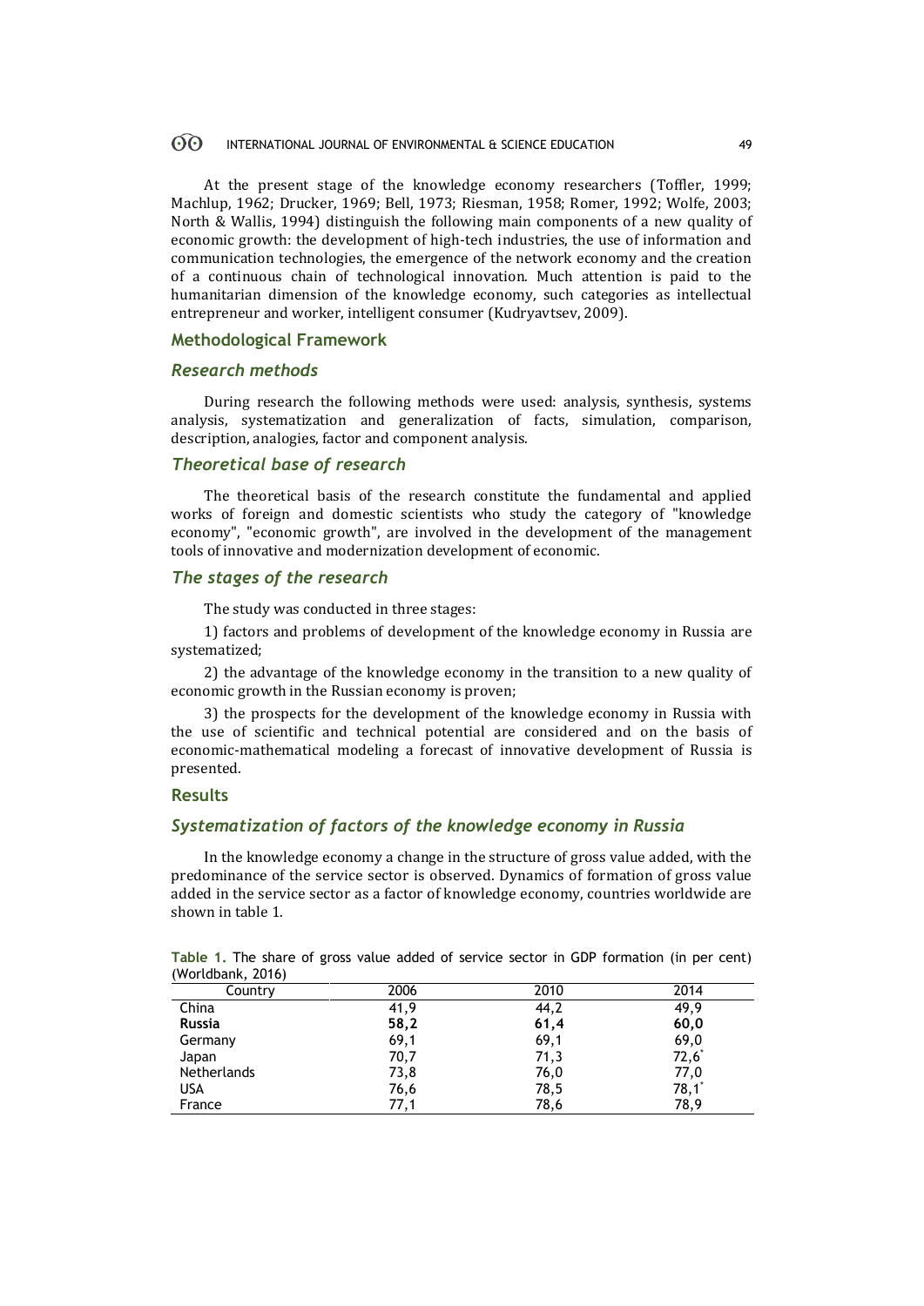At the present stage of the knowledge economy researchers (Toffler, 1999; Machlup, 1962; Drucker, 1969; Bell, 1973; Riesman, 1958; Romer, 1992; Wolfe, 2003; North & Wallis, 1994) distinguish the following main components of a new quality of economic growth: the development of high-tech industries, the use of information and communication technologies, the emergence of the network economy and the creation of a continuous chain of technological innovation. Much attention is paid to the humanitarian dimension of the knowledge economy, such categories as intellectual entrepreneur and worker, intelligent consumer (Kudryavtsev, 2009).

## Methodological Framework

### *Research methods*

During research the following methods were used: analysis, synthesis, systems analysis, systematization and generalization of facts, simulation, comparison, description, analogies, factor and component analysis.

### *Theoretical base of research*

The theoretical basis of the research constitute the fundamental and applied works of foreign and domestic scientists who study the category of "knowledge economy", "economic growth", are involved in the development of the management tools of innovative and modernization development of economic.

### *The stages of the research*

The study was conducted in three stages:

1) factors and problems of development of the knowledge economy in Russia are systematized;

2) the advantage of the knowledge economy in the transition to a new quality of economic growth in the Russian economy is proven;

3) the prospects for the development of the knowledge economy in Russia with the use of scientific and technical potential are considered and on the basis of economic-mathematical modeling a forecast of innovative development of Russia is presented.

## Results

### *Systematization of factors of the knowledge economy in Russia*

In the knowledge economy a change in the structure of gross value added, with the predominance of the service sector is observed. Dynamics of formation of gross value added in the service sector as a factor of knowledge economy, countries worldwide are shown in table 1.

**Table 1.** The share of gross value added of service sector in GDP formation (in per cent) (Worldbank, 2016)

| Country | 2006 | 2010 | 2014 |
|---|---|---|---|
| China | 41,9 | 44,2 | 49,9 |
| **Russia** | **58,2** | **61,4** | **60,0** |
| Germany | 69,1 | 69,1 | 69,0 |
| Japan | 70,7 | 71,3 | 72,6* |
| Netherlands | 73,8 | 76,0 | 77,0 |
| USA | 76,6 | 78,5 | 78,1* |
| France | 77,1 | 78,6 | 78,9 |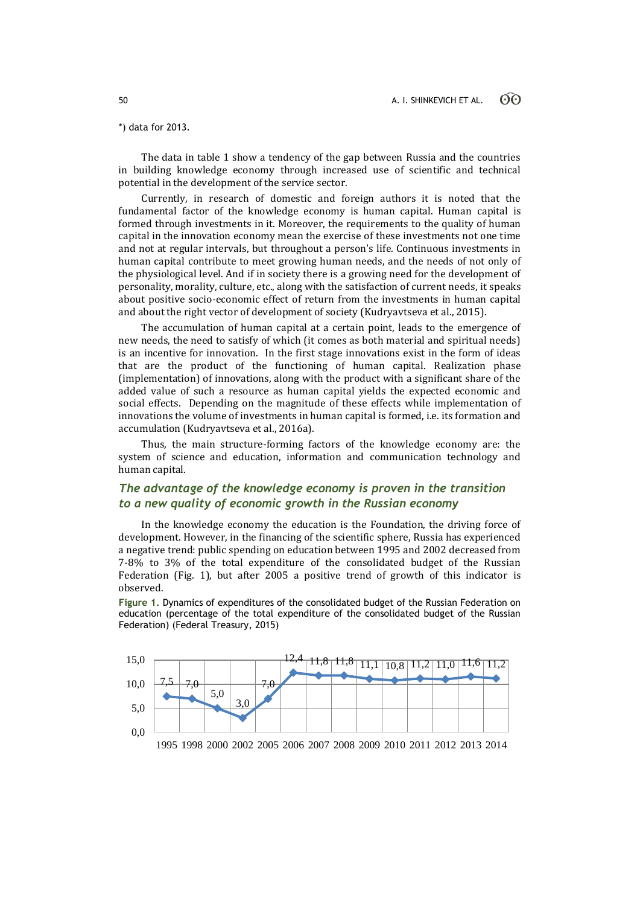*) data for 2013.

The data in table 1 show a tendency of the gap between Russia and the countries in building knowledge economy through increased use of scientific and technical potential in the development of the service sector.

Currently, in research of domestic and foreign authors it is noted that the fundamental factor of the knowledge economy is human capital. Human capital is formed through investments in it. Moreover, the requirements to the quality of human capital in the innovation economy mean the exercise of these investments not one time and not at regular intervals, but throughout a person's life. Continuous investments in human capital contribute to meet growing human needs, and the needs of not only of the physiological level. And if in society there is a growing need for the development of personality, morality, culture, etc., along with the satisfaction of current needs, it speaks about positive socio-economic effect of return from the investments in human capital and about the right vector of development of society (Kudryavtseva et al., 2015).

The accumulation of human capital at a certain point, leads to the emergence of new needs, the need to satisfy of which (it comes as both material and spiritual needs) is an incentive for innovation. In the first stage innovations exist in the form of ideas that are the product of the functioning of human capital. Realization phase (implementation) of innovations, along with the product with a significant share of the added value of such a resource as human capital yields the expected economic and social effects. Depending on the magnitude of these effects while implementation of innovations the volume of investments in human capital is formed, i.e. its formation and accumulation (Kudryavtseva et al., 2016a).

Thus, the main structure-forming factors of the knowledge economy are: the system of science and education, information and communication technology and human capital.

## The advantage of the knowledge economy is proven in the transition to a new quality of economic growth in the Russian economy

In the knowledge economy the education is the Foundation, the driving force of development. However, in the financing of the scientific sphere, Russia has experienced a negative trend: public spending on education between 1995 and 2002 decreased from 7-8% to 3% of the total expenditure of the consolidated budget of the Russian Federation (Fig. 1), but after 2005 a positive trend of growth of this indicator is observed.

**Figure 1.** Dynamics of expenditures of the consolidated budget of the Russian Federation on education (percentage of the total expenditure of the consolidated budget of the Russian Federation) (Federal Treasury, 2015)

| Year | 1995 | 1998 | 2000 | 2002 | 2005 | 2006 | 2007 | 2008 | 2009 | 2010 | 2011 | 2012 | 2013 | 2014 |
|---|---|---|---|---|---|---|---|---|---|---|---|---|---|---|
| % | 7,5 | 7,0 | 5,0 | 3,0 | 7,0 | 12,4 | 11,8 | 11,8 | 11,1 | 10,8 | 11,2 | 11,0 | 11,6 | 11,2 |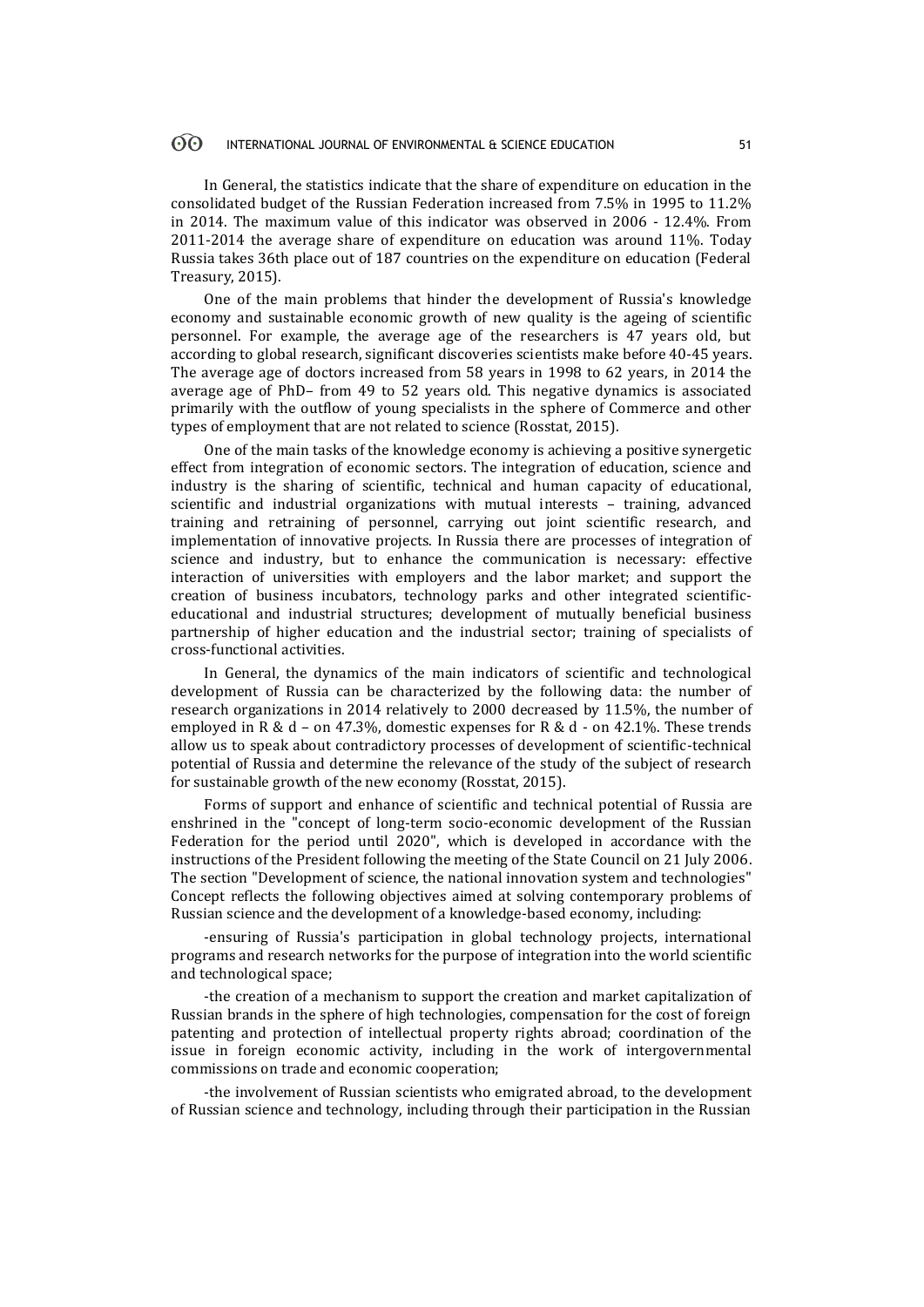In General, the statistics indicate that the share of expenditure on education in the consolidated budget of the Russian Federation increased from 7.5% in 1995 to 11.2% in 2014. The maximum value of this indicator was observed in 2006 - 12.4%. From 2011-2014 the average share of expenditure on education was around 11%. Today Russia takes 36th place out of 187 countries on the expenditure on education (Federal Treasury, 2015).

One of the main problems that hinder the development of Russia's knowledge economy and sustainable economic growth of new quality is the ageing of scientific personnel. For example, the average age of the researchers is 47 years old, but according to global research, significant discoveries scientists make before 40-45 years. The average age of doctors increased from 58 years in 1998 to 62 years, in 2014 the average age of PhD– from 49 to 52 years old. This negative dynamics is associated primarily with the outflow of young specialists in the sphere of Commerce and other types of employment that are not related to science (Rosstat, 2015).

One of the main tasks of the knowledge economy is achieving a positive synergetic effect from integration of economic sectors. The integration of education, science and industry is the sharing of scientific, technical and human capacity of educational, scientific and industrial organizations with mutual interests – training, advanced training and retraining of personnel, carrying out joint scientific research, and implementation of innovative projects. In Russia there are processes of integration of science and industry, but to enhance the communication is necessary: effective interaction of universities with employers and the labor market; and support the creation of business incubators, technology parks and other integrated scientific-educational and industrial structures; development of mutually beneficial business partnership of higher education and the industrial sector; training of specialists of cross-functional activities.

In General, the dynamics of the main indicators of scientific and technological development of Russia can be characterized by the following data: the number of research organizations in 2014 relatively to 2000 decreased by 11.5%, the number of employed in R & d – on 47.3%, domestic expenses for R & d - on 42.1%. These trends allow us to speak about contradictory processes of development of scientific-technical potential of Russia and determine the relevance of the study of the subject of research for sustainable growth of the new economy (Rosstat, 2015).

Forms of support and enhance of scientific and technical potential of Russia are enshrined in the "concept of long-term socio-economic development of the Russian Federation for the period until 2020", which is developed in accordance with the instructions of the President following the meeting of the State Council on 21 July 2006. The section "Development of science, the national innovation system and technologies" Concept reflects the following objectives aimed at solving contemporary problems of Russian science and the development of a knowledge-based economy, including:

-ensuring of Russia's participation in global technology projects, international programs and research networks for the purpose of integration into the world scientific and technological space;

-the creation of a mechanism to support the creation and market capitalization of Russian brands in the sphere of high technologies, compensation for the cost of foreign patenting and protection of intellectual property rights abroad; coordination of the issue in foreign economic activity, including in the work of intergovernmental commissions on trade and economic cooperation;

-the involvement of Russian scientists who emigrated abroad, to the development of Russian science and technology, including through their participation in the Russian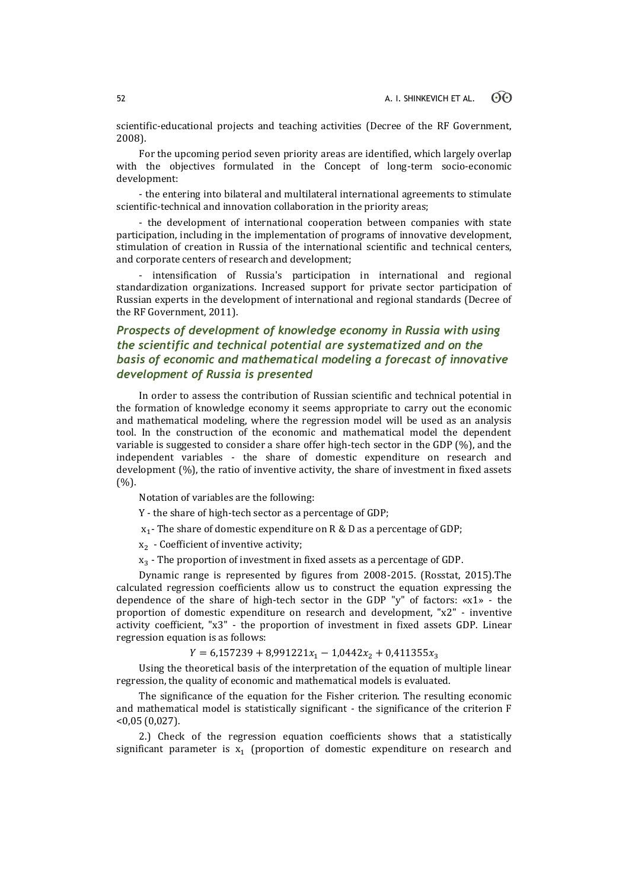scientific-educational projects and teaching activities (Decree of the RF Government, 2008).

For the upcoming period seven priority areas are identified, which largely overlap with the objectives formulated in the Concept of long-term socio-economic development:

- the entering into bilateral and multilateral international agreements to stimulate scientific-technical and innovation collaboration in the priority areas;

- the development of international cooperation between companies with state participation, including in the implementation of programs of innovative development, stimulation of creation in Russia of the international scientific and technical centers, and corporate centers of research and development;

- intensification of Russia's participation in international and regional standardization organizations. Increased support for private sector participation of Russian experts in the development of international and regional standards (Decree of the RF Government, 2011).

### *Prospects of development of knowledge economy in Russia with using the scientific and technical potential are systematized and on the basis of economic and mathematical modeling a forecast of innovative development of Russia is presented*

In order to assess the contribution of Russian scientific and technical potential in the formation of knowledge economy it seems appropriate to carry out the economic and mathematical modeling, where the regression model will be used as an analysis tool. In the construction of the economic and mathematical model the dependent variable is suggested to consider a share offer high-tech sector in the GDP (%), and the independent variables - the share of domestic expenditure on research and development (%), the ratio of inventive activity, the share of investment in fixed assets (%).

Notation of variables are the following:

Y - the share of high-tech sector as a percentage of GDP;

$x_1$- The share of domestic expenditure on R & D as a percentage of GDP;

$x_2$ - Coefficient of inventive activity;

$x_3$ - The proportion of investment in fixed assets as a percentage of GDP.

Dynamic range is represented by figures from 2008-2015. (Rosstat, 2015).The calculated regression coefficients allow us to construct the equation expressing the dependence of the share of high-tech sector in the GDP "y" of factors: «x1» - the proportion of domestic expenditure on research and development, "x2" - inventive activity coefficient, "x3" - the proportion of investment in fixed assets GDP. Linear regression equation is as follows:

$$Y = 6{,}157239 + 8{,}991221x_1 - 1{,}0442x_2 + 0{,}411355x_3$$

Using the theoretical basis of the interpretation of the equation of multiple linear regression, the quality of economic and mathematical models is evaluated.

The significance of the equation for the Fisher criterion. The resulting economic and mathematical model is statistically significant - the significance of the criterion F <0,05 (0,027).

2.) Check of the regression equation coefficients shows that a statistically significant parameter is $x_1$ (proportion of domestic expenditure on research and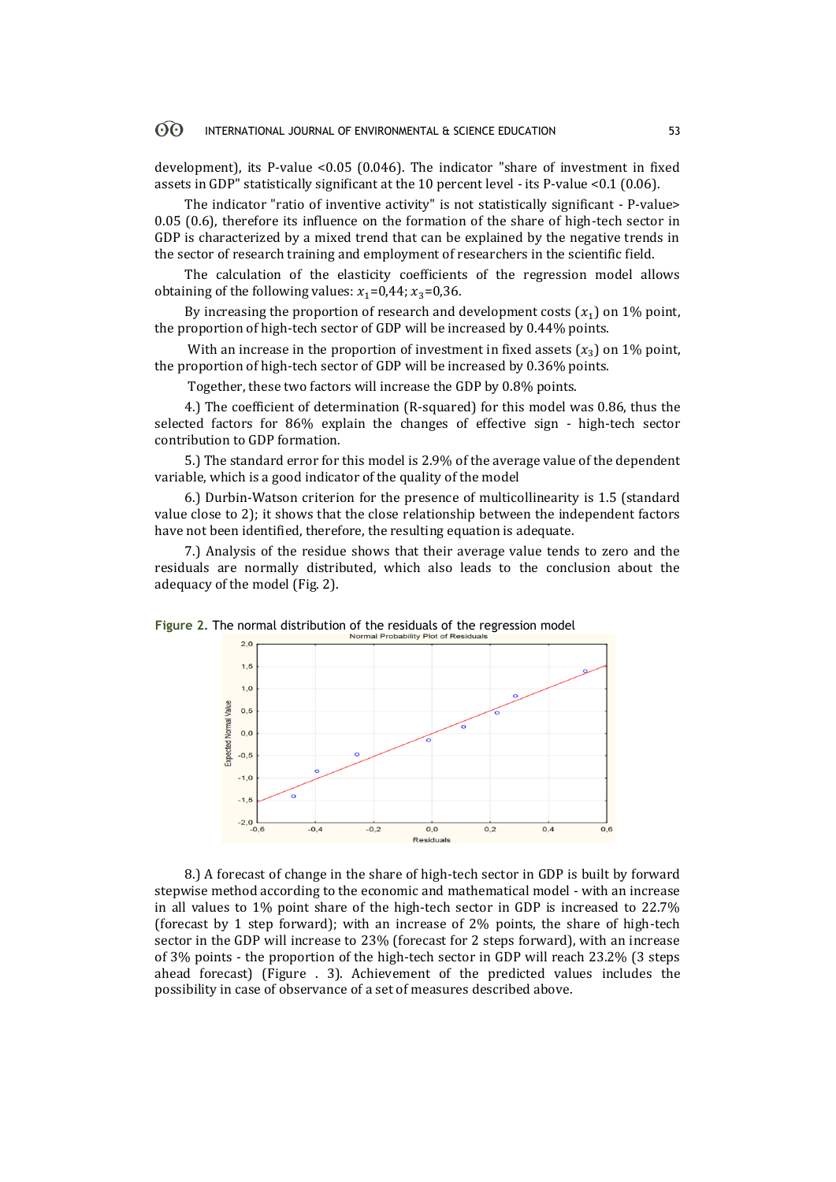development), its P-value <0.05 (0.046). The indicator "share of investment in fixed assets in GDP" statistically significant at the 10 percent level - its P-value <0.1 (0.06).

The indicator "ratio of inventive activity" is not statistically significant - P-value> 0.05 (0.6), therefore its influence on the formation of the share of high-tech sector in GDP is characterized by a mixed trend that can be explained by the negative trends in the sector of research training and employment of researchers in the scientific field.

The calculation of the elasticity coefficients of the regression model allows obtaining of the following values: $x_1$=0,44; $x_3$=0,36.

By increasing the proportion of research and development costs ($x_1$) on 1% point, the proportion of high-tech sector of GDP will be increased by 0.44% points.

With an increase in the proportion of investment in fixed assets ($x_3$) on 1% point, the proportion of high-tech sector of GDP will be increased by 0.36% points.

Together, these two factors will increase the GDP by 0.8% points.

4.) The coefficient of determination (R-squared) for this model was 0.86, thus the selected factors for 86% explain the changes of effective sign - high-tech sector contribution to GDP formation.

5.) The standard error for this model is 2.9% of the average value of the dependent variable, which is a good indicator of the quality of the model

6.) Durbin-Watson criterion for the presence of multicollinearity is 1.5 (standard value close to 2); it shows that the close relationship between the independent factors have not been identified, therefore, the resulting equation is adequate.

7.) Analysis of the residue shows that their average value tends to zero and the residuals are normally distributed, which also leads to the conclusion about the adequacy of the model (Fig. 2).

**Figure 2.** The normal distribution of the residuals of the regression model

8.) A forecast of change in the share of high-tech sector in GDP is built by forward stepwise method according to the economic and mathematical model - with an increase in all values to 1% point share of the high-tech sector in GDP is increased to 22.7% (forecast by 1 step forward); with an increase of 2% points, the share of high-tech sector in the GDP will increase to 23% (forecast for 2 steps forward), with an increase of 3% points - the proportion of the high-tech sector in GDP will reach 23.2% (3 steps ahead forecast) (Figure . 3). Achievement of the predicted values includes the possibility in case of observance of a set of measures described above.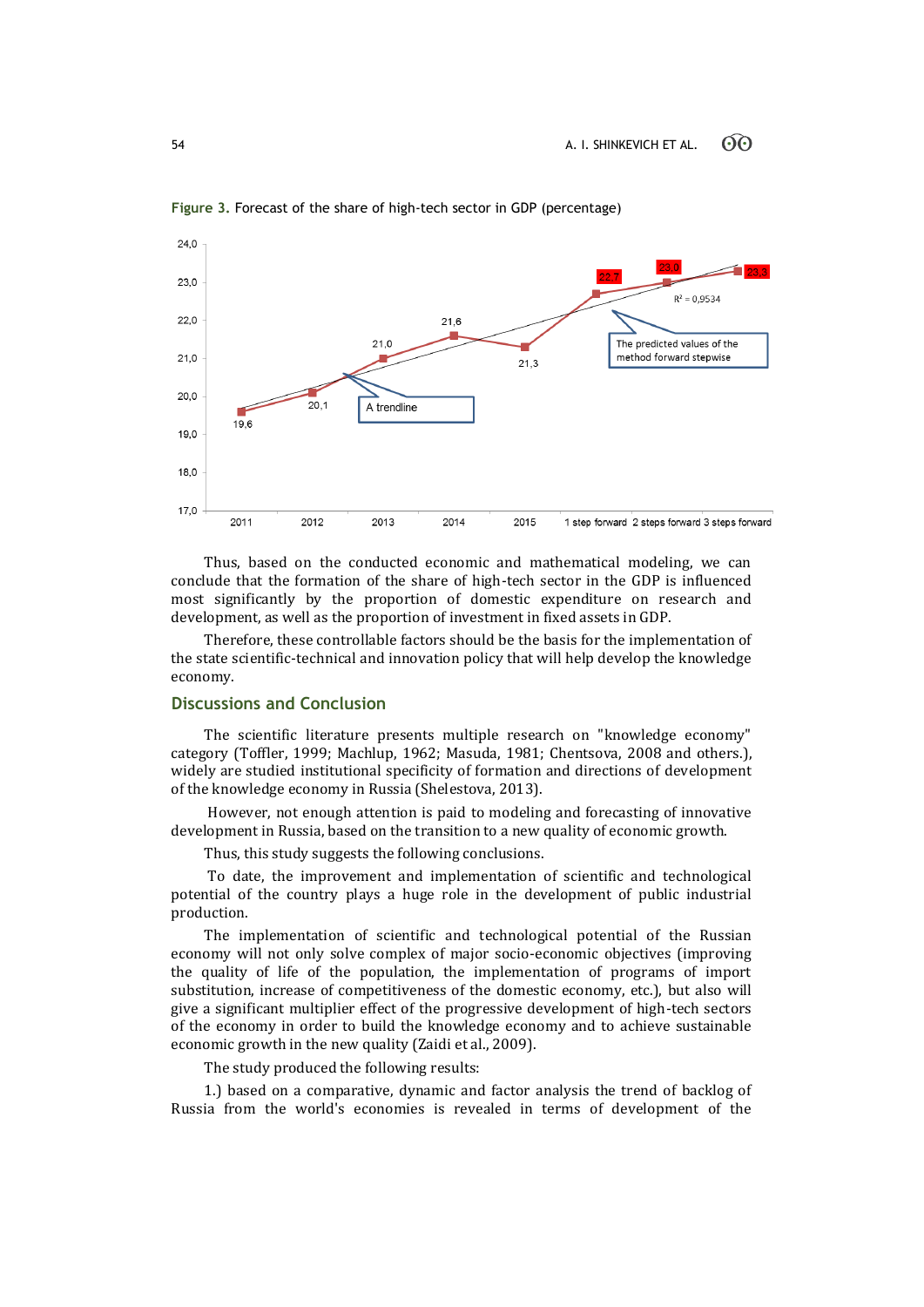**Figure 3.** Forecast of the share of high-tech sector in GDP (percentage)

Thus, based on the conducted economic and mathematical modeling, we can conclude that the formation of the share of high-tech sector in the GDP is influenced most significantly by the proportion of domestic expenditure on research and development, as well as the proportion of investment in fixed assets in GDP.

Therefore, these controllable factors should be the basis for the implementation of the state scientific-technical and innovation policy that will help develop the knowledge economy.

## Discussions and Conclusion

The scientific literature presents multiple research on "knowledge economy" category (Toffler, 1999; Machlup, 1962; Masuda, 1981; Chentsova, 2008 and others.), widely are studied institutional specificity of formation and directions of development of the knowledge economy in Russia (Shelestova, 2013).

However, not enough attention is paid to modeling and forecasting of innovative development in Russia, based on the transition to a new quality of economic growth.

Thus, this study suggests the following conclusions.

To date, the improvement and implementation of scientific and technological potential of the country plays a huge role in the development of public industrial production.

The implementation of scientific and technological potential of the Russian economy will not only solve complex of major socio-economic objectives (improving the quality of life of the population, the implementation of programs of import substitution, increase of competitiveness of the domestic economy, etc.), but also will give a significant multiplier effect of the progressive development of high-tech sectors of the economy in order to build the knowledge economy and to achieve sustainable economic growth in the new quality (Zaidi et al., 2009).

The study produced the following results:

1.) based on a comparative, dynamic and factor analysis the trend of backlog of Russia from the world's economies is revealed in terms of development of the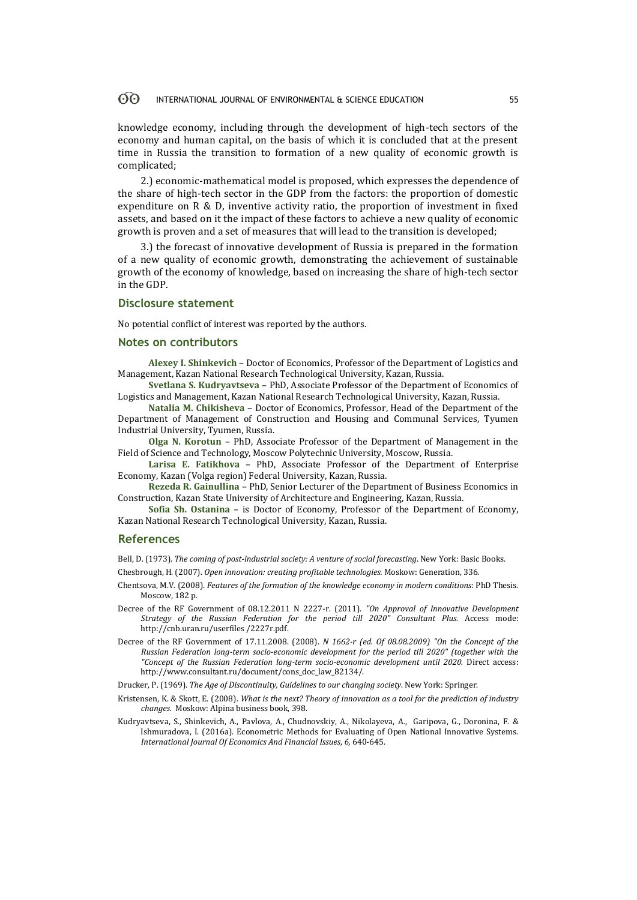knowledge economy, including through the development of high-tech sectors of the economy and human capital, on the basis of which it is concluded that at the present time in Russia the transition to formation of a new quality of economic growth is complicated;

2.) economic-mathematical model is proposed, which expresses the dependence of the share of high-tech sector in the GDP from the factors: the proportion of domestic expenditure on R & D, inventive activity ratio, the proportion of investment in fixed assets, and based on it the impact of these factors to achieve a new quality of economic growth is proven and a set of measures that will lead to the transition is developed;

3.) the forecast of innovative development of Russia is prepared in the formation of a new quality of economic growth, demonstrating the achievement of sustainable growth of the economy of knowledge, based on increasing the share of high-tech sector in the GDP.

## Disclosure statement

No potential conflict of interest was reported by the authors.

## Notes on contributors

**Alexey I. Shinkevich** – Doctor of Economics, Professor of the Department of Logistics and Management, Kazan National Research Technological University, Kazan, Russia.

**Svetlana S. Kudryavtseva** – PhD, Associate Professor of the Department of Economics of Logistics and Management, Kazan National Research Technological University, Kazan, Russia.

**Natalia M. Chikisheva** – Doctor of Economics, Professor, Head of the Department of the Department of Management of Construction and Housing and Communal Services, Tyumen Industrial University, Tyumen, Russia.

**Olga N. Korotun** – PhD, Associate Professor of the Department of Management in the Field of Science and Technology, Moscow Polytechnic University, Moscow, Russia.

**Larisa E. Fatikhova** – PhD, Associate Professor of the Department of Enterprise Economy, Kazan (Volga region) Federal University, Kazan, Russia.

**Rezeda R. Gainullina** – PhD, Senior Lecturer of the Department of Business Economics in Construction, Kazan State University of Architecture and Engineering, Kazan, Russia.

**Sofia Sh. Ostanina** – is Doctor of Economy, Professor of the Department of Economy, Kazan National Research Technological University, Kazan, Russia.

## References

Bell, D. (1973). *The coming of post-industrial society: A venture of social forecasting*. New York: Basic Books.

Chesbrough, H. (2007). *Open innovation: creating profitable technologies.* Moskow: Generation, 336.

Chentsova, M.V. (2008). *Features of the formation of the knowledge economy in modern conditions*: PhD Thesis. Moscow, 182 p.

Decree of the RF Government of 08.12.2011 N 2227-r. (2011). *"On Approval of Innovative Development Strategy of the Russian Federation for the period till 2020" Consultant Plus.* Access mode: http://cnb.uran.ru/userfiles /2227r.pdf.

Decree of the RF Government of 17.11.2008. (2008). *N 1662-r (ed. Of 08.08.2009) "On the Concept of the Russian Federation long-term socio-economic development for the period till 2020" (together with the "Concept of the Russian Federation long-term socio-economic development until 2020.* Direct access: http://www.consultant.ru/document/cons_doc_law_82134/.

Drucker, P. (1969). *The Age of Discontinuity, Guidelines to our changing society*. New York: Springer.

Kristensen, K. & Skott, E. (2008). *What is the next? Theory of innovation as a tool for the prediction of industry changes.* Moskow: Alpina business book, 398.

Kudryavtseva, S., Shinkevich, A., Pavlova, A., Chudnovskiy, A., Nikolayeva, A., Garipova, G., Doronina, F. & Ishmuradova, I. (2016a). Econometric Methods for Evaluating of Open National Innovative Systems. *International Journal Of Economics And Financial Issues*, *6*, 640-645.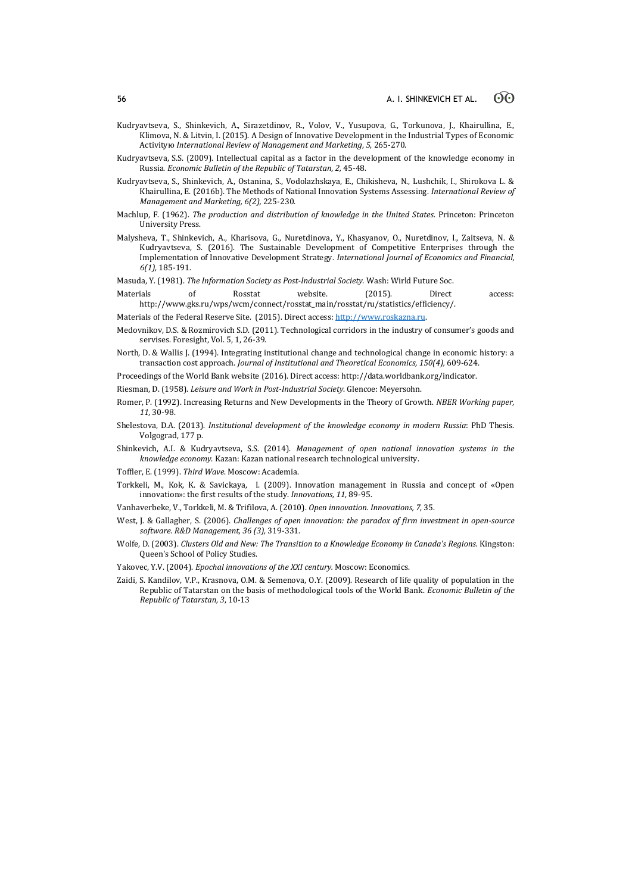Kudryavtseva, S., Shinkevich, A., Sirazetdinov, R., Volov, V., Yusupova, G., Torkunova, J., Khairullina, E., Klimova, N. & Litvin, I. (2015). A Design of Innovative Development in the Industrial Types of Economic Activityю *International Review of Management and Marketing*, *5*, 265-270.

Kudryavtseva, S.S. (2009). Intellectual capital as a factor in the development of the knowledge economy in Russia. *Economic Bulletin of the Republic of Tatarstan, 2,* 45-48.

Kudryavtseva, S., Shinkevich, A., Ostanina, S., Vodolazhskaya, E., Chikisheva, N., Lushchik, I., Shirokova L. & Khairullina, E. (2016b). The Methods of National Innovation Systems Assessing. *International Review of Management and Marketing, 6(2),* 225-230.

Machlup, F. (1962). *The production and distribution of knowledge in the United States.* Princeton: Princeton University Press.

Malysheva, T., Shinkevich, A., Kharisova, G., Nuretdinova, Y., Khasyanov, O., Nuretdinov, I., Zaitseva, N. & Kudryavtseva, S. (2016). The Sustainable Development of Competitive Enterprises through the Implementation of Innovative Development Strategy. *International Journal of Economics and Financial, 6(1),* 185-191.

Masuda, Y. (1981). *The Information Society as Post-Industrial Society.* Wash: Wirld Future Soc.

Materials of Rosstat website. (2015). Direct access: http://www.gks.ru/wps/wcm/connect/rosstat_main/rosstat/ru/statistics/efficiency/.

Materials of the Federal Reserve Site. (2015). Direct access: http://www.roskazna.ru.

Medovnikov, D.S. & Rozmirovich S.D. (2011). Technological corridors in the industry of consumer's goods and servises. Foresight, Vol. 5, 1, 26-39.

North, D. & Wallis J. (1994). Integrating institutional change and technological change in economic history: a transaction cost approach. *Journal of Institutional and Theoretical Economics, 150(4),* 609-624.

Proceedings of the World Bank website (2016). Direct access: http://data.worldbank.org/indicator.

Riesman, D. (1958). *Leisure and Work in Post-Industrial Society*. Glencoe: Meyersohn.

Romer, P. (1992). Increasing Returns and New Developments in the Theory of Growth. *NBER Working paper, 11,* 30-98.

Shelestova, D.A. (2013). *Institutional development of the knowledge economy in modern Russia*: PhD Thesis. Volgograd, 177 p.

Shinkevich, A.I. & Kudryavtseva, S.S. (2014). *Management of open national innovation systems in the knowledge economy.* Kazan: Kazan national research technological university.

Toffler, E. (1999). *Third Wave.* Moscow: Academia.

Torkkeli, M., Kok, K. & Savickaya, I. (2009). Innovation management in Russia and concept of «Open innovation»: the first results of the study. *Innovations, 11,* 89-95.

Vanhaverbeke, V., Torkkeli, M. & Trifilova, A. (2010). *Open innovation. Innovations, 7*, 35.

West, J. & Gallagher, S. (2006). *Challenges of open innovation: the paradox of firm investment in open-source software. R&D Management, 36 (3),* 319-331.

Wolfe, D. (2003). *Clusters Old and New: The Transition to a Knowledge Economy in Canada's Regions.* Kingston: Queen's School of Policy Studies.

Yakovec, Y.V. (2004). *Epochal innovations of the XXI century.* Moscow: Economics.

Zaidi, S. Kandilov, V.P., Krasnova, O.M. & Semenova, O.Y. (2009). Research of life quality of population in the Republic of Tatarstan on the basis of methodological tools of the World Bank. *Economic Bulletin of the Republic of Tatarstan, 3*, 10-13